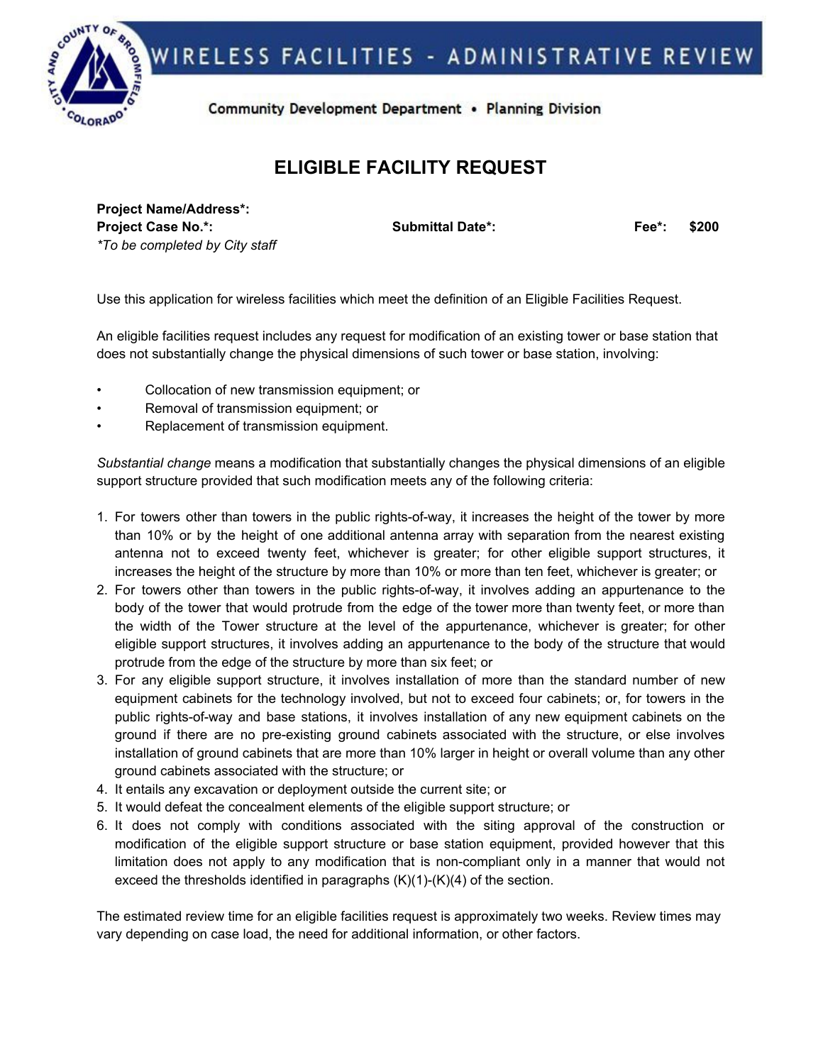# WIRELESS FACILITIES - ADMINISTRATIVE REVIEW

Community Development Department • Planning Division

## ELIGIBLE FACILITY REQUEST

**Project Name/Address*:**
**Project Case No.*:** **Submittal Date*:** **Fee*: $200**
*\*To be completed by City staff*

Use this application for wireless facilities which meet the definition of an Eligible Facilities Request.

An eligible facilities request includes any request for modification of an existing tower or base station that does not substantially change the physical dimensions of such tower or base station, involving:

- Collocation of new transmission equipment; or
- Removal of transmission equipment; or
- Replacement of transmission equipment.

*Substantial change* means a modification that substantially changes the physical dimensions of an eligible support structure provided that such modification meets any of the following criteria:

1. For towers other than towers in the public rights-of-way, it increases the height of the tower by more than 10% or by the height of one additional antenna array with separation from the nearest existing antenna not to exceed twenty feet, whichever is greater; for other eligible support structures, it increases the height of the structure by more than 10% or more than ten feet, whichever is greater; or
2. For towers other than towers in the public rights-of-way, it involves adding an appurtenance to the body of the tower that would protrude from the edge of the tower more than twenty feet, or more than the width of the Tower structure at the level of the appurtenance, whichever is greater; for other eligible support structures, it involves adding an appurtenance to the body of the structure that would protrude from the edge of the structure by more than six feet; or
3. For any eligible support structure, it involves installation of more than the standard number of new equipment cabinets for the technology involved, but not to exceed four cabinets; or, for towers in the public rights-of-way and base stations, it involves installation of any new equipment cabinets on the ground if there are no pre-existing ground cabinets associated with the structure, or else involves installation of ground cabinets that are more than 10% larger in height or overall volume than any other ground cabinets associated with the structure; or
4. It entails any excavation or deployment outside the current site; or
5. It would defeat the concealment elements of the eligible support structure; or
6. It does not comply with conditions associated with the siting approval of the construction or modification of the eligible support structure or base station equipment, provided however that this limitation does not apply to any modification that is non-compliant only in a manner that would not exceed the thresholds identified in paragraphs (K)(1)-(K)(4) of the section.

The estimated review time for an eligible facilities request is approximately two weeks. Review times may vary depending on case load, the need for additional information, or other factors.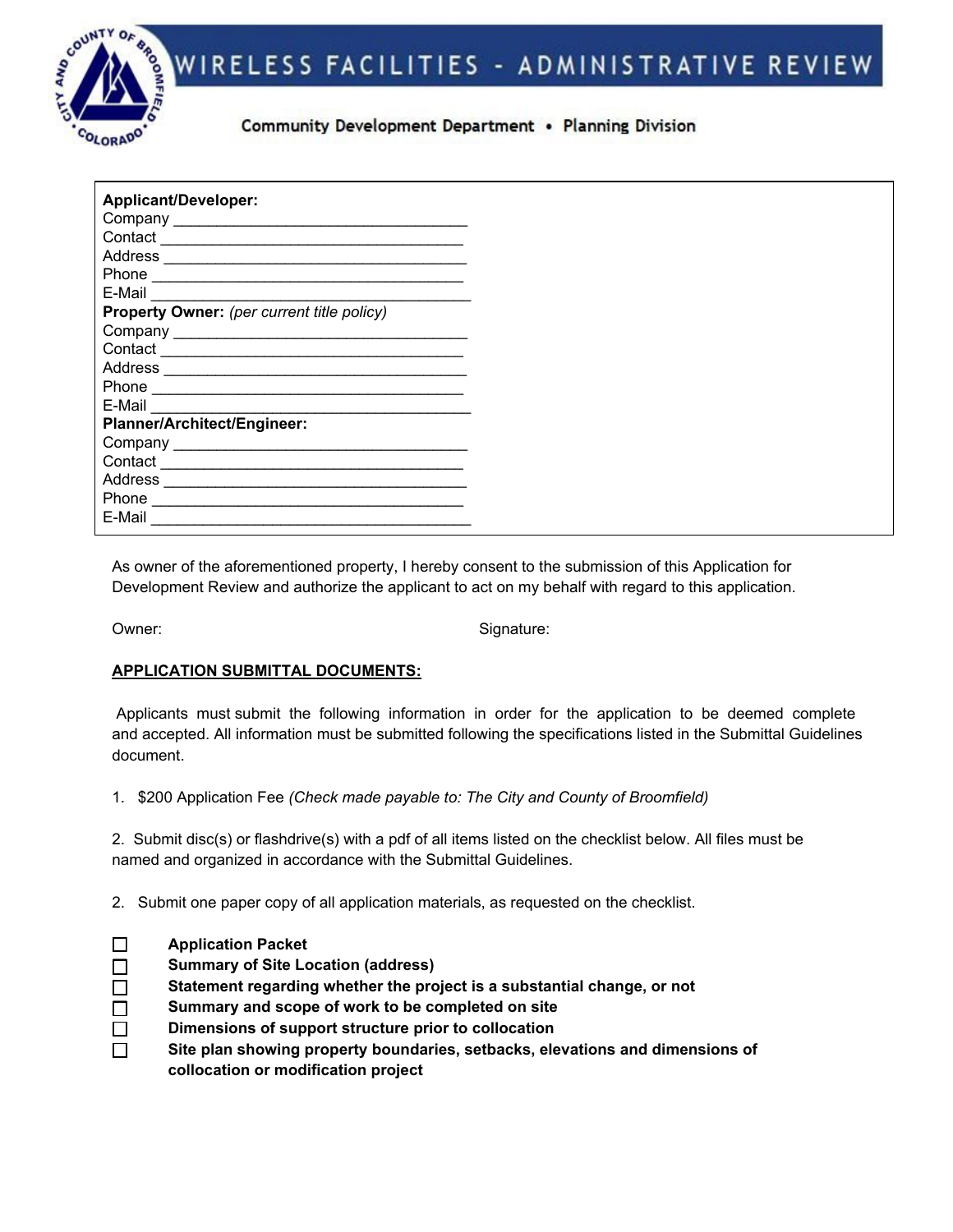# WIRELESS FACILITIES - ADMINISTRATIVE REVIEW

Community Development Department • Planning Division

**Applicant/Developer:**
Company ___________________________________
Contact ___________________________________
Address ___________________________________
Phone ____________________________________
E-Mail _____________________________________

**Property Owner:** *(per current title policy)*
Company ___________________________________
Contact ___________________________________
Address ___________________________________
Phone ____________________________________
E-Mail _____________________________________

**Planner/Architect/Engineer:**
Company ___________________________________
Contact ___________________________________
Address ___________________________________
Phone ____________________________________
E-Mail _____________________________________

As owner of the aforementioned property, I hereby consent to the submission of this Application for Development Review and authorize the applicant to act on my behalf with regard to this application.

Owner: Signature:

**<u>APPLICATION SUBMITTAL DOCUMENTS:</u>**

Applicants must submit the following information in order for the application to be deemed complete and accepted. All information must be submitted following the specifications listed in the Submittal Guidelines document.

1. $200 Application Fee *(Check made payable to: The City and County of Broomfield)*

2. Submit disc(s) or flashdrive(s) with a pdf of all items listed on the checklist below. All files must be named and organized in accordance with the Submittal Guidelines.

2. Submit one paper copy of all application materials, as requested on the checklist.

- ☐ **Application Packet**
- ☐ **Summary of Site Location (address)**
- ☐ **Statement regarding whether the project is a substantial change, or not**
- ☐ **Summary and scope of work to be completed on site**
- ☐ **Dimensions of support structure prior to collocation**
- ☐ **Site plan showing property boundaries, setbacks, elevations and dimensions of collocation or modification project**